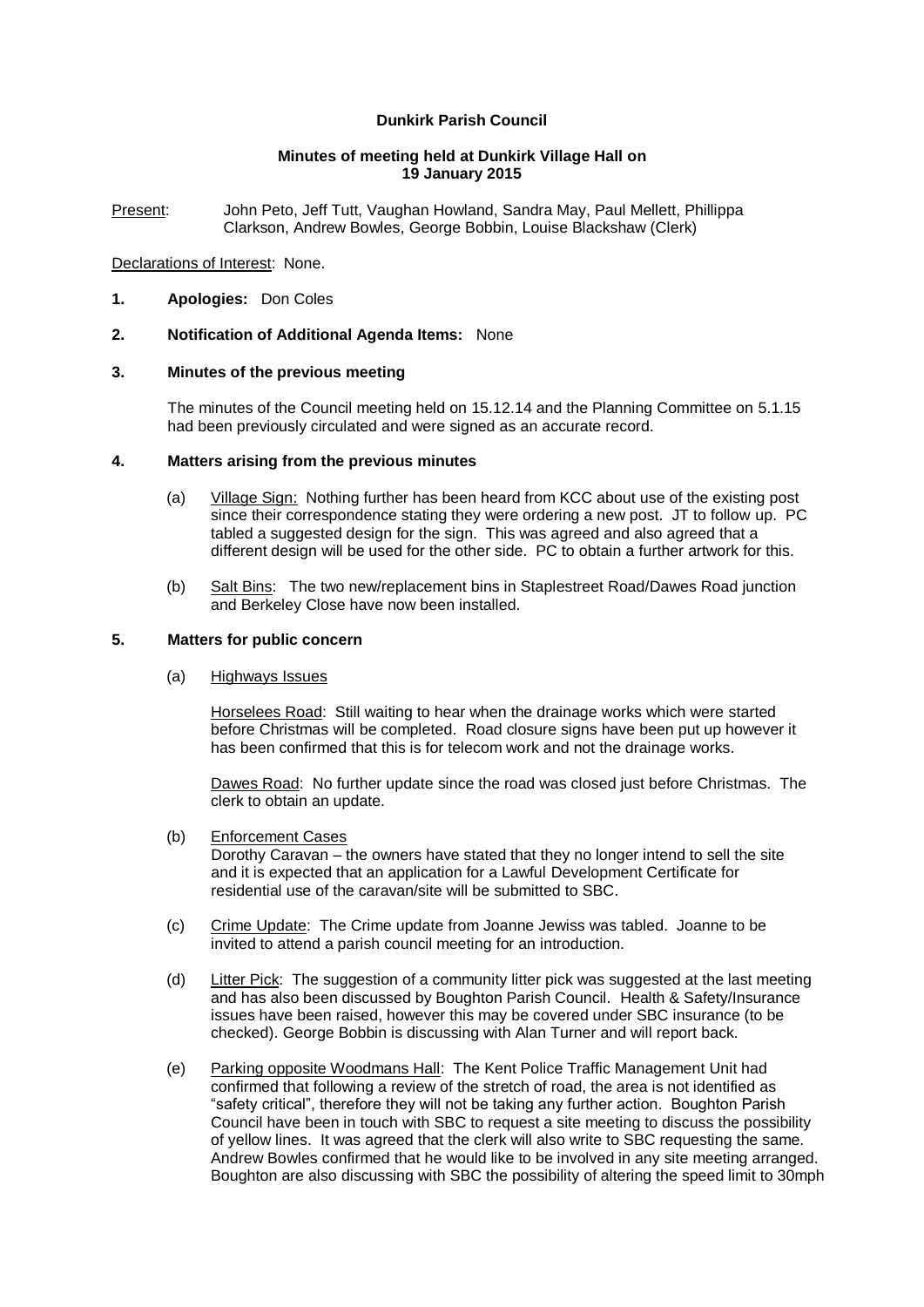**Dunkirk Parish Council**

**Minutes of meeting held at Dunkirk Village Hall on 19 January 2015**

Present: John Peto, Jeff Tutt, Vaughan Howland, Sandra May, Paul Mellett, Phillippa Clarkson, Andrew Bowles, George Bobbin, Louise Blackshaw (Clerk)

Declarations of Interest: None.

**1. Apologies:** Don Coles

**2. Notification of Additional Agenda Items:** None

**3. Minutes of the previous meeting**

The minutes of the Council meeting held on 15.12.14 and the Planning Committee on 5.1.15 had been previously circulated and were signed as an accurate record.

**4. Matters arising from the previous minutes**

(a) Village Sign: Nothing further has been heard from KCC about use of the existing post since their correspondence stating they were ordering a new post. JT to follow up. PC tabled a suggested design for the sign. This was agreed and also agreed that a different design will be used for the other side. PC to obtain a further artwork for this.

(b) Salt Bins: The two new/replacement bins in Staplestreet Road/Dawes Road junction and Berkeley Close have now been installed.

**5. Matters for public concern**

(a) Highways Issues

Horselees Road: Still waiting to hear when the drainage works which were started before Christmas will be completed. Road closure signs have been put up however it has been confirmed that this is for telecom work and not the drainage works.

Dawes Road: No further update since the road was closed just before Christmas. The clerk to obtain an update.

(b) Enforcement Cases

Dorothy Caravan – the owners have stated that they no longer intend to sell the site and it is expected that an application for a Lawful Development Certificate for residential use of the caravan/site will be submitted to SBC.

(c) Crime Update: The Crime update from Joanne Jewiss was tabled. Joanne to be invited to attend a parish council meeting for an introduction.

(d) Litter Pick: The suggestion of a community litter pick was suggested at the last meeting and has also been discussed by Boughton Parish Council. Health & Safety/Insurance issues have been raised, however this may be covered under SBC insurance (to be checked). George Bobbin is discussing with Alan Turner and will report back.

(e) Parking opposite Woodmans Hall: The Kent Police Traffic Management Unit had confirmed that following a review of the stretch of road, the area is not identified as "safety critical", therefore they will not be taking any further action. Boughton Parish Council have been in touch with SBC to request a site meeting to discuss the possibility of yellow lines. It was agreed that the clerk will also write to SBC requesting the same. Andrew Bowles confirmed that he would like to be involved in any site meeting arranged. Boughton are also discussing with SBC the possibility of altering the speed limit to 30mph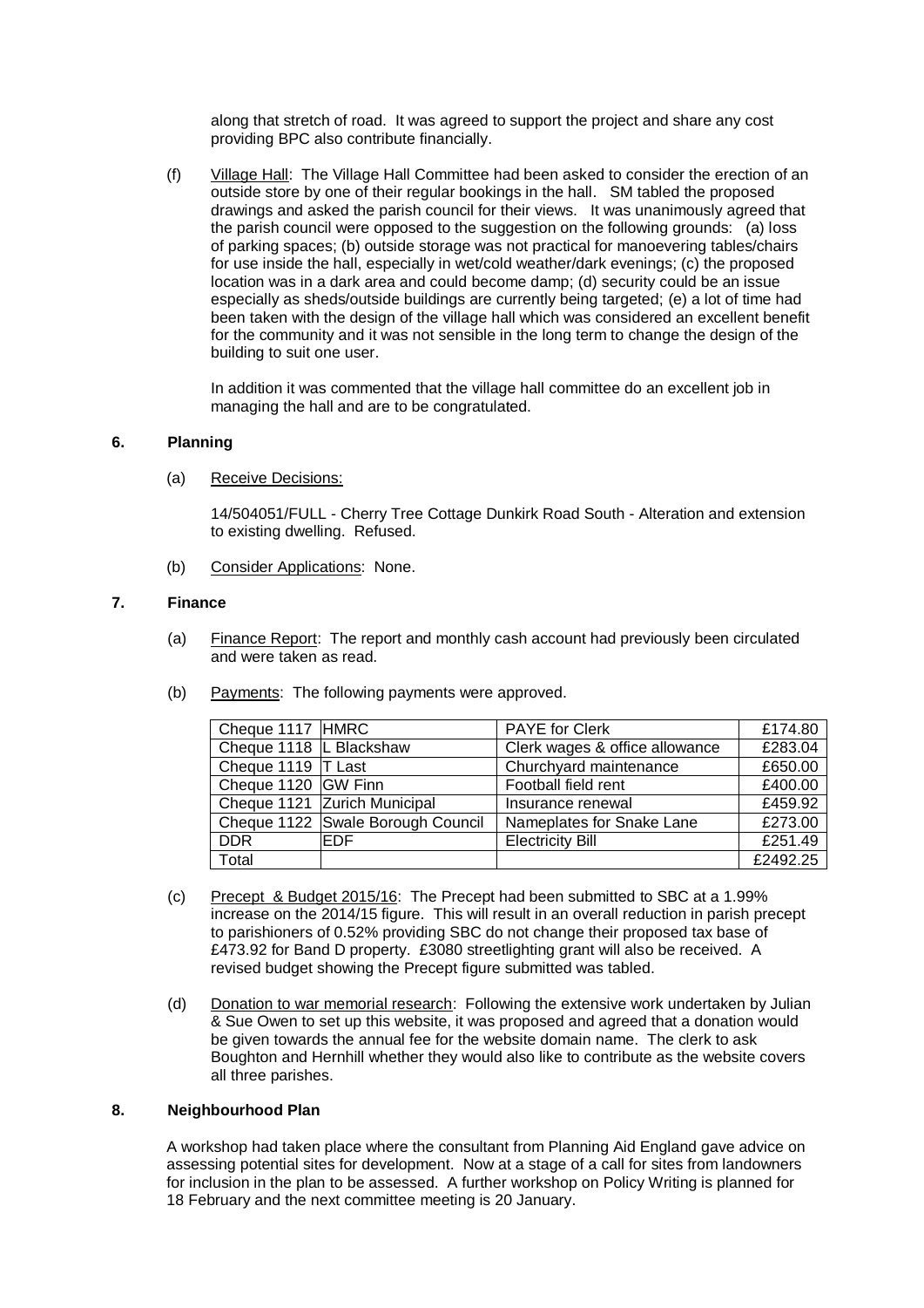along that stretch of road. It was agreed to support the project and share any cost providing BPC also contribute financially.

(f) Village Hall: The Village Hall Committee had been asked to consider the erection of an outside store by one of their regular bookings in the hall. SM tabled the proposed drawings and asked the parish council for their views. It was unanimously agreed that the parish council were opposed to the suggestion on the following grounds: (a) loss of parking spaces; (b) outside storage was not practical for manoevering tables/chairs for use inside the hall, especially in wet/cold weather/dark evenings; (c) the proposed location was in a dark area and could become damp; (d) security could be an issue especially as sheds/outside buildings are currently being targeted; (e) a lot of time had been taken with the design of the village hall which was considered an excellent benefit for the community and it was not sensible in the long term to change the design of the building to suit one user.

In addition it was commented that the village hall committee do an excellent job in managing the hall and are to be congratulated.

## 6. Planning

(a) Receive Decisions:

14/504051/FULL - Cherry Tree Cottage Dunkirk Road South - Alteration and extension to existing dwelling. Refused.

(b) Consider Applications: None.

## 7. Finance

(a) Finance Report: The report and monthly cash account had previously been circulated and were taken as read.

(b) Payments: The following payments were approved.

| | | | |
|---|---|---|---|
| Cheque 1117 | HMRC | PAYE for Clerk | £174.80 |
| Cheque 1118 | L Blackshaw | Clerk wages & office allowance | £283.04 |
| Cheque 1119 | T Last | Churchyard maintenance | £650.00 |
| Cheque 1120 | GW Finn | Football field rent | £400.00 |
| Cheque 1121 | Zurich Municipal | Insurance renewal | £459.92 |
| Cheque 1122 | Swale Borough Council | Nameplates for Snake Lane | £273.00 |
| DDR | EDF | Electricity Bill | £251.49 |
| Total | | | £2492.25 |

(c) Precept & Budget 2015/16: The Precept had been submitted to SBC at a 1.99% increase on the 2014/15 figure. This will result in an overall reduction in parish precept to parishioners of 0.52% providing SBC do not change their proposed tax base of £473.92 for Band D property. £3080 streetlighting grant will also be received. A revised budget showing the Precept figure submitted was tabled.

(d) Donation to war memorial research: Following the extensive work undertaken by Julian & Sue Owen to set up this website, it was proposed and agreed that a donation would be given towards the annual fee for the website domain name. The clerk to ask Boughton and Hernhill whether they would also like to contribute as the website covers all three parishes.

## 8. Neighbourhood Plan

A workshop had taken place where the consultant from Planning Aid England gave advice on assessing potential sites for development. Now at a stage of a call for sites from landowners for inclusion in the plan to be assessed. A further workshop on Policy Writing is planned for 18 February and the next committee meeting is 20 January.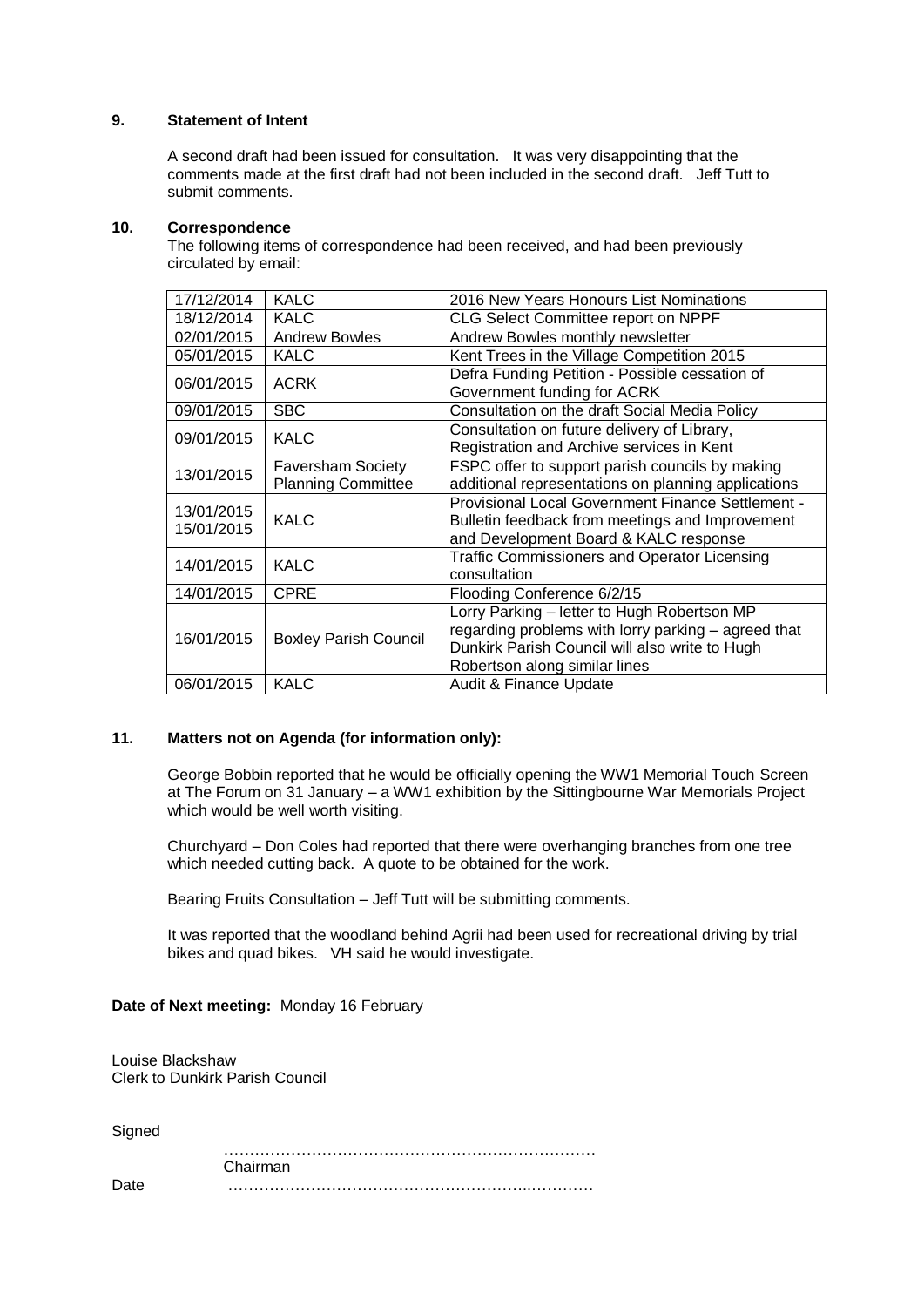## 9. Statement of Intent

A second draft had been issued for consultation. It was very disappointing that the comments made at the first draft had not been included in the second draft. Jeff Tutt to submit comments.

## 10. Correspondence

The following items of correspondence had been received, and had been previously circulated by email:

| | | |
|---|---|---|
| 17/12/2014 | KALC | 2016 New Years Honours List Nominations |
| 18/12/2014 | KALC | CLG Select Committee report on NPPF |
| 02/01/2015 | Andrew Bowles | Andrew Bowles monthly newsletter |
| 05/01/2015 | KALC | Kent Trees in the Village Competition 2015 |
| 06/01/2015 | ACRK | Defra Funding Petition - Possible cessation of Government funding for ACRK |
| 09/01/2015 | SBC | Consultation on the draft Social Media Policy |
| 09/01/2015 | KALC | Consultation on future delivery of Library, Registration and Archive services in Kent |
| 13/01/2015 | Faversham Society Planning Committee | FSPC offer to support parish councils by making additional representations on planning applications |
| 13/01/2015 15/01/2015 | KALC | Provisional Local Government Finance Settlement - Bulletin feedback from meetings and Improvement and Development Board & KALC response |
| 14/01/2015 | KALC | Traffic Commissioners and Operator Licensing consultation |
| 14/01/2015 | CPRE | Flooding Conference 6/2/15 |
| 16/01/2015 | Boxley Parish Council | Lorry Parking – letter to Hugh Robertson MP regarding problems with lorry parking – agreed that Dunkirk Parish Council will also write to Hugh Robertson along similar lines |
| 06/01/2015 | KALC | Audit & Finance Update |

## 11. Matters not on Agenda (for information only):

George Bobbin reported that he would be officially opening the WW1 Memorial Touch Screen at The Forum on 31 January – a WW1 exhibition by the Sittingbourne War Memorials Project which would be well worth visiting.

Churchyard – Don Coles had reported that there were overhanging branches from one tree which needed cutting back. A quote to be obtained for the work.

Bearing Fruits Consultation – Jeff Tutt will be submitting comments.

It was reported that the woodland behind Agrii had been used for recreational driving by trial bikes and quad bikes. VH said he would investigate.

**Date of Next meeting:** Monday 16 February

Louise Blackshaw
Clerk to Dunkirk Parish Council

Signed

………………………………………………………………
Chairman

Date ………………………………………………..…………